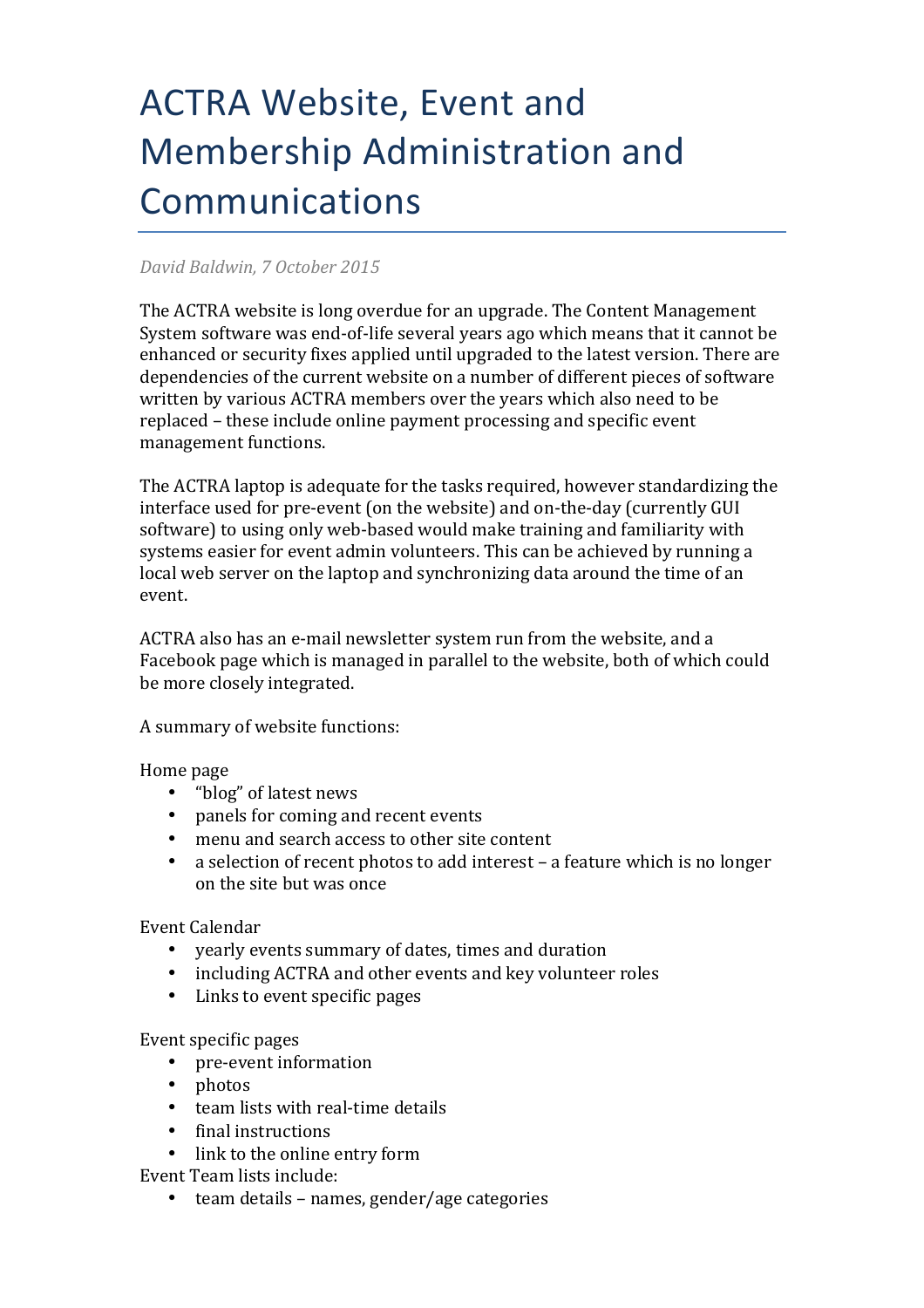# ACTRA Website, Event and Membership Administration and Communications

*David Baldwin, 7 October 2015*

The ACTRA website is long overdue for an upgrade. The Content Management System software was end-of-life several years ago which means that it cannot be enhanced or security fixes applied until upgraded to the latest version. There are dependencies of the current website on a number of different pieces of software written by various ACTRA members over the years which also need to be replaced – these include online payment processing and specific event management functions.

The ACTRA laptop is adequate for the tasks required, however standardizing the interface used for pre-event (on the website) and on-the-day (currently GUI software) to using only web-based would make training and familiarity with systems easier for event admin volunteers. This can be achieved by running a local web server on the laptop and synchronizing data around the time of an event.

ACTRA also has an e-mail newsletter system run from the website, and a Facebook page which is managed in parallel to the website, both of which could be more closely integrated.

A summary of website functions:

Home page

- "blog" of latest news
- panels for coming and recent events
- menu and search access to other site content
- a selection of recent photos to add interest – a feature which is no longer on the site but was once

Event Calendar

- yearly events summary of dates, times and duration
- including ACTRA and other events and key volunteer roles
- Links to event specific pages

Event specific pages

- pre-event information
- photos
- team lists with real-time details
- final instructions
- link to the online entry form

Event Team lists include:

- team details – names, gender/age categories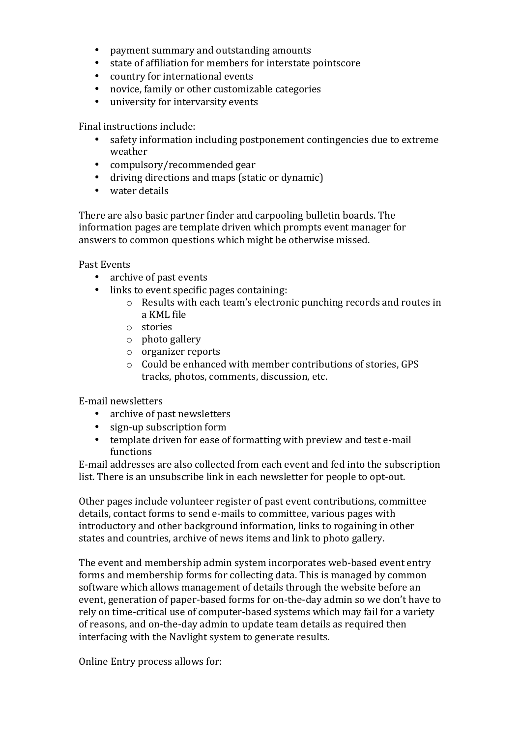- payment summary and outstanding amounts
- state of affiliation for members for interstate pointscore
- country for international events
- novice, family or other customizable categories
- university for intervarsity events

Final instructions include:

- safety information including postponement contingencies due to extreme weather
- compulsory/recommended gear
- driving directions and maps (static or dynamic)
- water details

There are also basic partner finder and carpooling bulletin boards. The information pages are template driven which prompts event manager for answers to common questions which might be otherwise missed.

Past Events

- archive of past events
- links to event specific pages containing:
  - Results with each team's electronic punching records and routes in a KML file
  - stories
  - photo gallery
  - organizer reports
  - Could be enhanced with member contributions of stories, GPS tracks, photos, comments, discussion, etc.

E-mail newsletters

- archive of past newsletters
- sign-up subscription form
- template driven for ease of formatting with preview and test e-mail functions

E-mail addresses are also collected from each event and fed into the subscription list. There is an unsubscribe link in each newsletter for people to opt-out.

Other pages include volunteer register of past event contributions, committee details, contact forms to send e-mails to committee, various pages with introductory and other background information, links to rogaining in other states and countries, archive of news items and link to photo gallery.

The event and membership admin system incorporates web-based event entry forms and membership forms for collecting data. This is managed by common software which allows management of details through the website before an event, generation of paper-based forms for on-the-day admin so we don't have to rely on time-critical use of computer-based systems which may fail for a variety of reasons, and on-the-day admin to update team details as required then interfacing with the Navlight system to generate results.

Online Entry process allows for: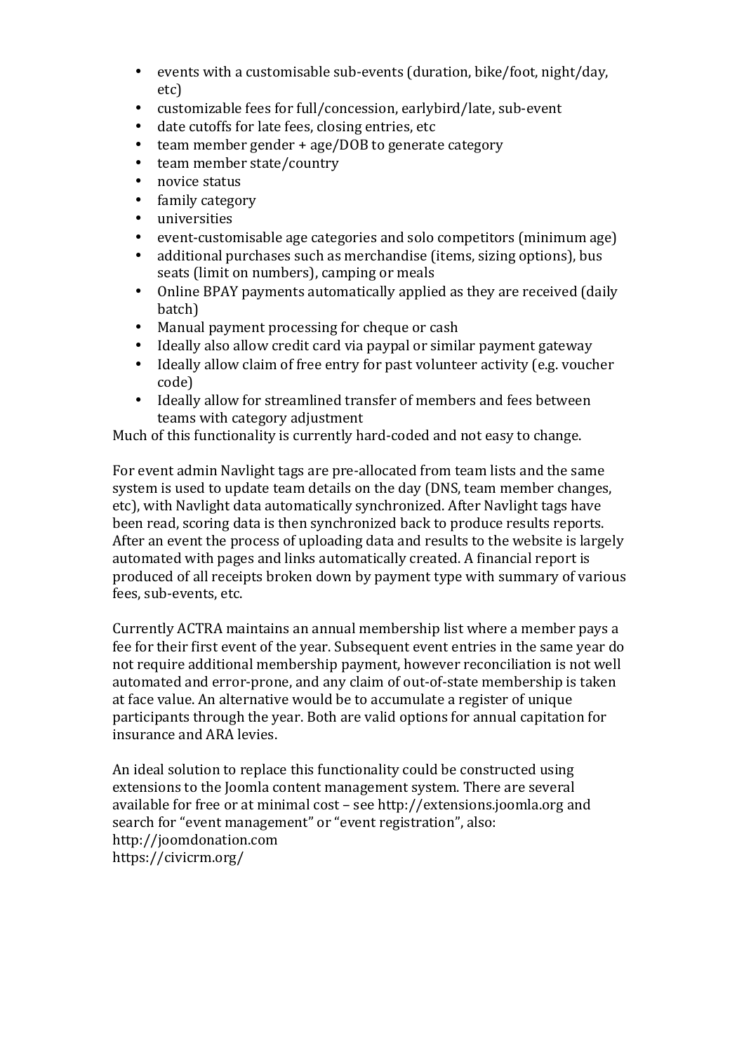- events with a customisable sub-events (duration, bike/foot, night/day, etc)
- customizable fees for full/concession, earlybird/late, sub-event
- date cutoffs for late fees, closing entries, etc
- team member gender + age/DOB to generate category
- team member state/country
- novice status
- family category
- universities
- event-customisable age categories and solo competitors (minimum age)
- additional purchases such as merchandise (items, sizing options), bus seats (limit on numbers), camping or meals
- Online BPAY payments automatically applied as they are received (daily batch)
- Manual payment processing for cheque or cash
- Ideally also allow credit card via paypal or similar payment gateway
- Ideally allow claim of free entry for past volunteer activity (e.g. voucher code)
- Ideally allow for streamlined transfer of members and fees between teams with category adjustment

Much of this functionality is currently hard-coded and not easy to change.

For event admin Navlight tags are pre-allocated from team lists and the same system is used to update team details on the day (DNS, team member changes, etc), with Navlight data automatically synchronized. After Navlight tags have been read, scoring data is then synchronized back to produce results reports. After an event the process of uploading data and results to the website is largely automated with pages and links automatically created. A financial report is produced of all receipts broken down by payment type with summary of various fees, sub-events, etc.

Currently ACTRA maintains an annual membership list where a member pays a fee for their first event of the year. Subsequent event entries in the same year do not require additional membership payment, however reconciliation is not well automated and error-prone, and any claim of out-of-state membership is taken at face value. An alternative would be to accumulate a register of unique participants through the year. Both are valid options for annual capitation for insurance and ARA levies.

An ideal solution to replace this functionality could be constructed using extensions to the Joomla content management system. There are several available for free or at minimal cost – see http://extensions.joomla.org and search for "event management" or "event registration", also:
http://joomdonation.com
https://civicrm.org/